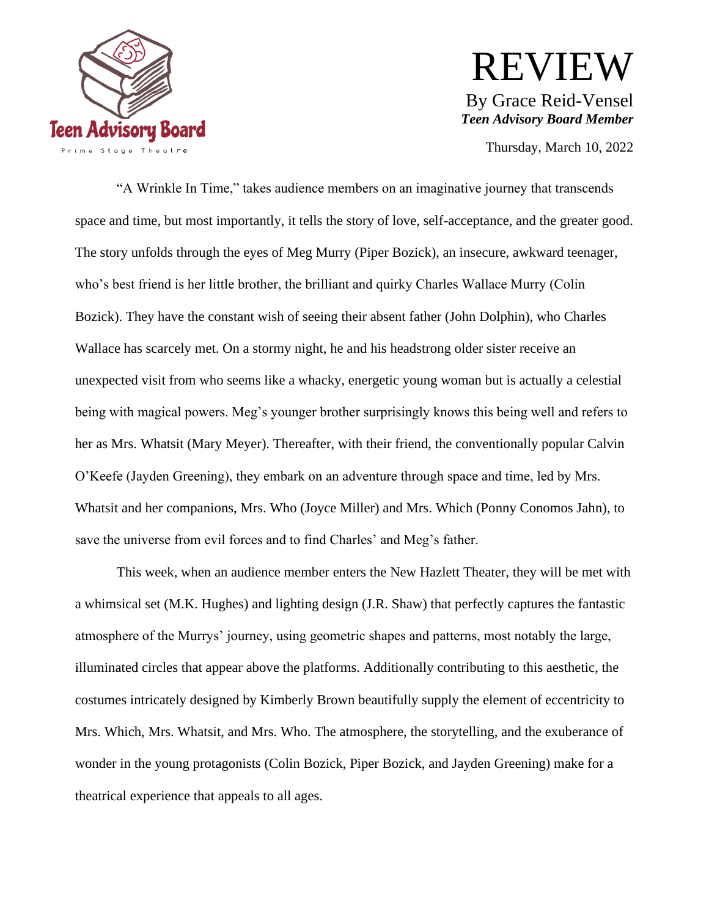Teen Advisory Board

Prime Stage Theatre

# REVIEW

By Grace Reid-Vensel

***Teen Advisory Board Member***

Thursday, March 10, 2022

"A Wrinkle In Time," takes audience members on an imaginative journey that transcends space and time, but most importantly, it tells the story of love, self-acceptance, and the greater good. The story unfolds through the eyes of Meg Murry (Piper Bozick), an insecure, awkward teenager, who's best friend is her little brother, the brilliant and quirky Charles Wallace Murry (Colin Bozick). They have the constant wish of seeing their absent father (John Dolphin), who Charles Wallace has scarcely met. On a stormy night, he and his headstrong older sister receive an unexpected visit from who seems like a whacky, energetic young woman but is actually a celestial being with magical powers. Meg's younger brother surprisingly knows this being well and refers to her as Mrs. Whatsit (Mary Meyer). Thereafter, with their friend, the conventionally popular Calvin O'Keefe (Jayden Greening), they embark on an adventure through space and time, led by Mrs. Whatsit and her companions, Mrs. Who (Joyce Miller) and Mrs. Which (Ponny Conomos Jahn), to save the universe from evil forces and to find Charles' and Meg's father.

This week, when an audience member enters the New Hazlett Theater, they will be met with a whimsical set (M.K. Hughes) and lighting design (J.R. Shaw) that perfectly captures the fantastic atmosphere of the Murrys' journey, using geometric shapes and patterns, most notably the large, illuminated circles that appear above the platforms. Additionally contributing to this aesthetic, the costumes intricately designed by Kimberly Brown beautifully supply the element of eccentricity to Mrs. Which, Mrs. Whatsit, and Mrs. Who. The atmosphere, the storytelling, and the exuberance of wonder in the young protagonists (Colin Bozick, Piper Bozick, and Jayden Greening) make for a theatrical experience that appeals to all ages.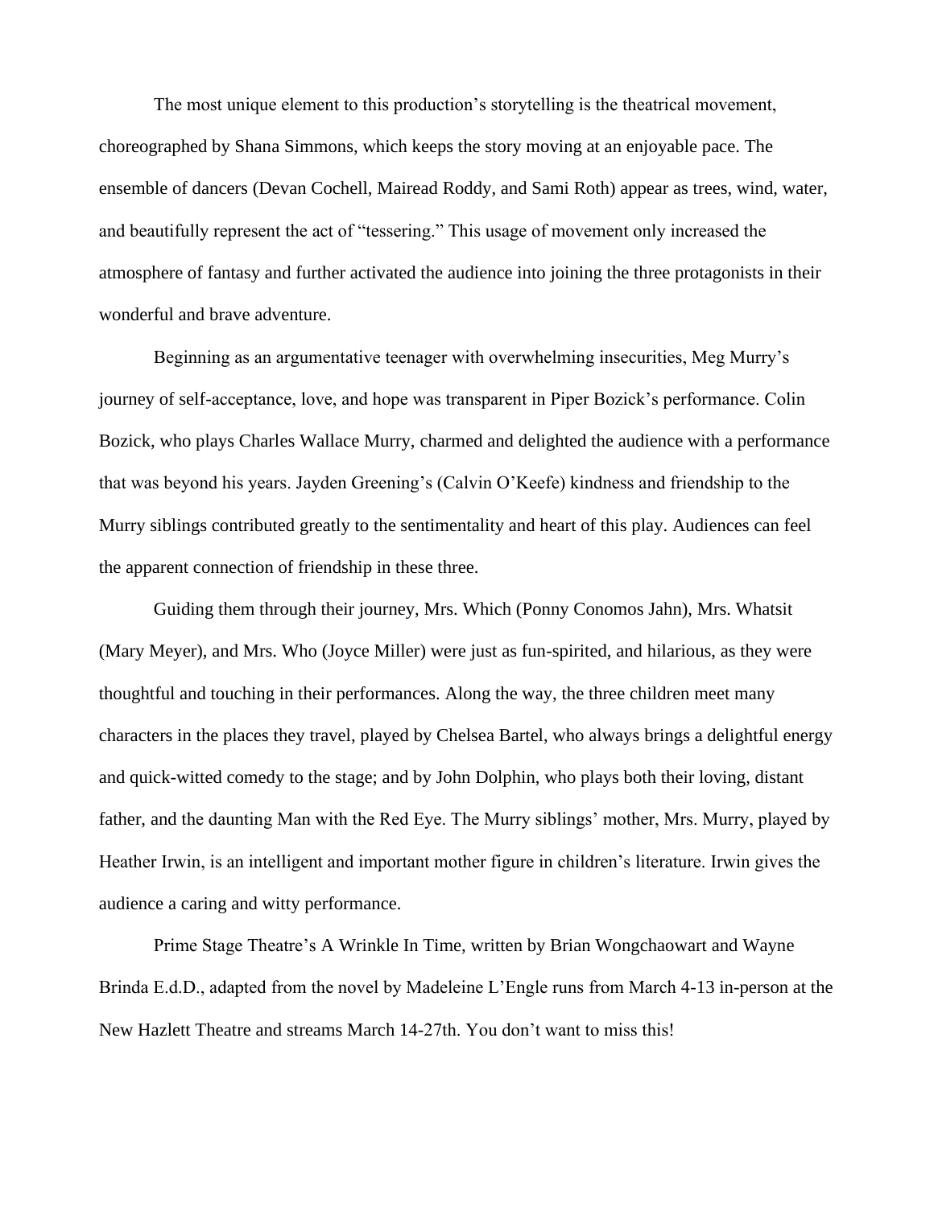The most unique element to this production's storytelling is the theatrical movement, choreographed by Shana Simmons, which keeps the story moving at an enjoyable pace. The ensemble of dancers (Devan Cochell, Mairead Roddy, and Sami Roth) appear as trees, wind, water, and beautifully represent the act of "tessering." This usage of movement only increased the atmosphere of fantasy and further activated the audience into joining the three protagonists in their wonderful and brave adventure.

Beginning as an argumentative teenager with overwhelming insecurities, Meg Murry's journey of self-acceptance, love, and hope was transparent in Piper Bozick's performance. Colin Bozick, who plays Charles Wallace Murry, charmed and delighted the audience with a performance that was beyond his years. Jayden Greening's (Calvin O'Keefe) kindness and friendship to the Murry siblings contributed greatly to the sentimentality and heart of this play. Audiences can feel the apparent connection of friendship in these three.

Guiding them through their journey, Mrs. Which (Ponny Conomos Jahn), Mrs. Whatsit (Mary Meyer), and Mrs. Who (Joyce Miller) were just as fun-spirited, and hilarious, as they were thoughtful and touching in their performances. Along the way, the three children meet many characters in the places they travel, played by Chelsea Bartel, who always brings a delightful energy and quick-witted comedy to the stage; and by John Dolphin, who plays both their loving, distant father, and the daunting Man with the Red Eye. The Murry siblings' mother, Mrs. Murry, played by Heather Irwin, is an intelligent and important mother figure in children's literature. Irwin gives the audience a caring and witty performance.

Prime Stage Theatre's A Wrinkle In Time, written by Brian Wongchaowart and Wayne Brinda E.d.D., adapted from the novel by Madeleine L'Engle runs from March 4-13 in-person at the New Hazlett Theatre and streams March 14-27th. You don't want to miss this!